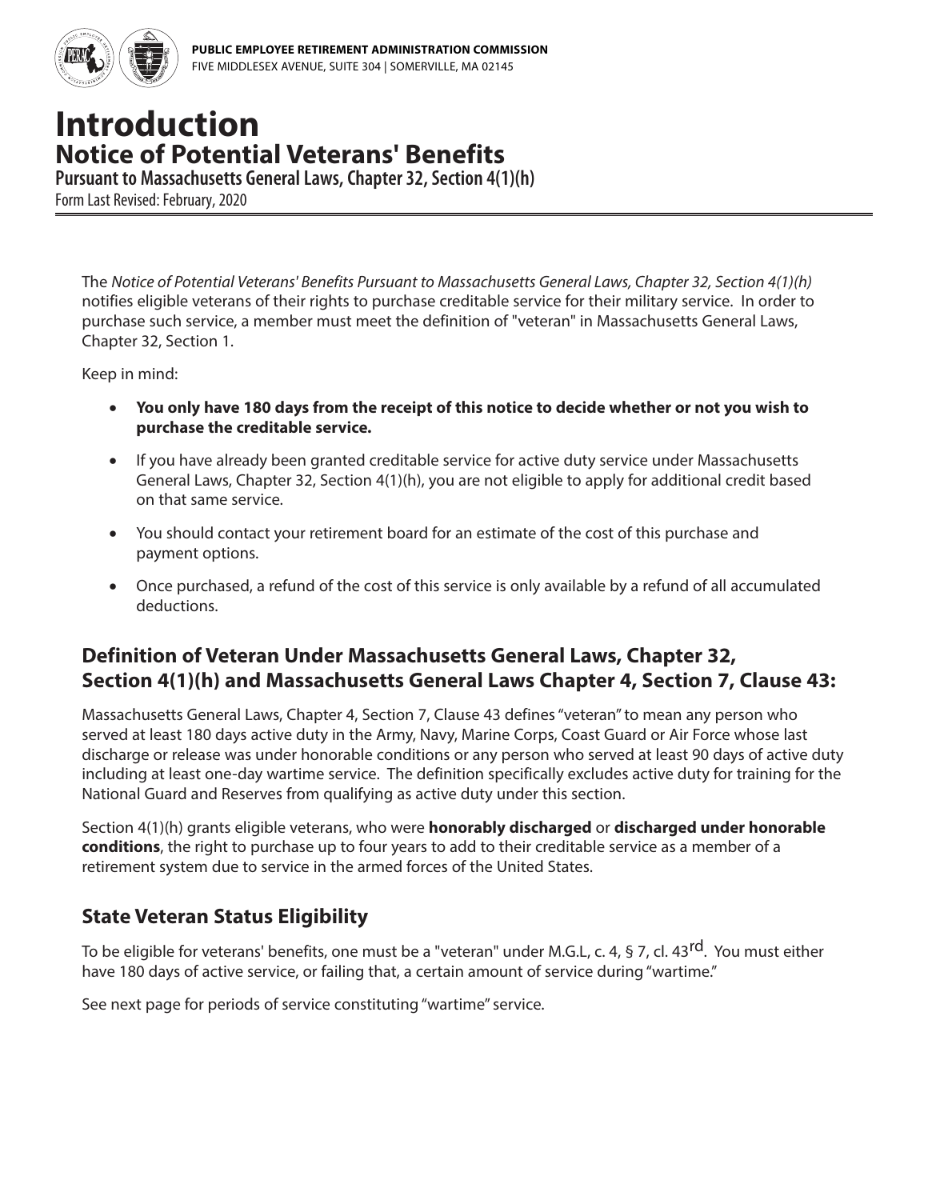PUBLIC EMPLOYEE RETIREMENT ADMINISTRATION COMMISSION
FIVE MIDDLESEX AVENUE, SUITE 304 | SOMERVILLE, MA 02145

# Introduction

## Notice of Potential Veterans' Benefits

**Pursuant to Massachusetts General Laws, Chapter 32, Section 4(1)(h)**

Form Last Revised: February, 2020

The *Notice of Potential Veterans' Benefits Pursuant to Massachusetts General Laws, Chapter 32, Section 4(1)(h)* notifies eligible veterans of their rights to purchase creditable service for their military service. In order to purchase such service, a member must meet the definition of "veteran" in Massachusetts General Laws, Chapter 32, Section 1.

Keep in mind:

- **You only have 180 days from the receipt of this notice to decide whether or not you wish to purchase the creditable service.**
- If you have already been granted creditable service for active duty service under Massachusetts General Laws, Chapter 32, Section 4(1)(h), you are not eligible to apply for additional credit based on that same service.
- You should contact your retirement board for an estimate of the cost of this purchase and payment options.
- Once purchased, a refund of the cost of this service is only available by a refund of all accumulated deductions.

## Definition of Veteran Under Massachusetts General Laws, Chapter 32, Section 4(1)(h) and Massachusetts General Laws Chapter 4, Section 7, Clause 43:

Massachusetts General Laws, Chapter 4, Section 7, Clause 43 defines "veteran" to mean any person who served at least 180 days active duty in the Army, Navy, Marine Corps, Coast Guard or Air Force whose last discharge or release was under honorable conditions or any person who served at least 90 days of active duty including at least one-day wartime service. The definition specifically excludes active duty for training for the National Guard and Reserves from qualifying as active duty under this section.

Section 4(1)(h) grants eligible veterans, who were **honorably discharged** or **discharged under honorable conditions**, the right to purchase up to four years to add to their creditable service as a member of a retirement system due to service in the armed forces of the United States.

## State Veteran Status Eligibility

To be eligible for veterans' benefits, one must be a "veteran" under M.G.L, c. 4, § 7, cl. 43rd. You must either have 180 days of active service, or failing that, a certain amount of service during "wartime."

See next page for periods of service constituting "wartime" service.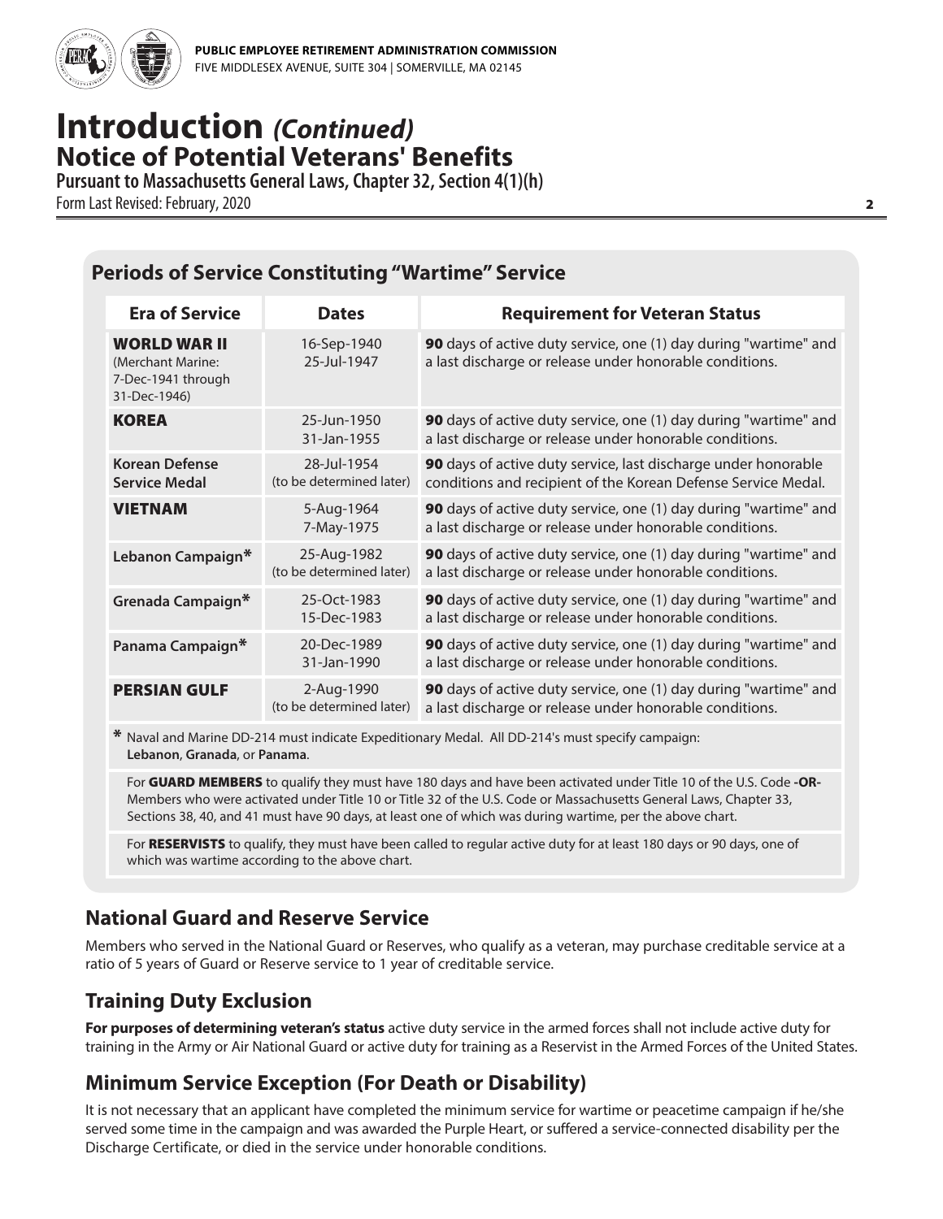# Introduction *(Continued)*
## Notice of Potential Veterans' Benefits
**Pursuant to Massachusetts General Laws, Chapter 32, Section 4(1)(h)**

Form Last Revised: February, 2020

### Periods of Service Constituting "Wartime" Service

| Era of Service | Dates | Requirement for Veteran Status |
|---|---|---|
| **WORLD WAR II** (Merchant Marine: 7-Dec-1941 through 31-Dec-1946) | 16-Sep-1940 25-Jul-1947 | **90** days of active duty service, one (1) day during "wartime" and a last discharge or release under honorable conditions. |
| **KOREA** | 25-Jun-1950 31-Jan-1955 | **90** days of active duty service, one (1) day during "wartime" and a last discharge or release under honorable conditions. |
| **Korean Defense Service Medal** | 28-Jul-1954 (to be determined later) | **90** days of active duty service, last discharge under honorable conditions and recipient of the Korean Defense Service Medal. |
| **VIETNAM** | 5-Aug-1964 7-May-1975 | **90** days of active duty service, one (1) day during "wartime" and a last discharge or release under honorable conditions. |
| **Lebanon Campaign*** | 25-Aug-1982 (to be determined later) | **90** days of active duty service, one (1) day during "wartime" and a last discharge or release under honorable conditions. |
| **Grenada Campaign*** | 25-Oct-1983 15-Dec-1983 | **90** days of active duty service, one (1) day during "wartime" and a last discharge or release under honorable conditions. |
| **Panama Campaign*** | 20-Dec-1989 31-Jan-1990 | **90** days of active duty service, one (1) day during "wartime" and a last discharge or release under honorable conditions. |
| **PERSIAN GULF** | 2-Aug-1990 (to be determined later) | **90** days of active duty service, one (1) day during "wartime" and a last discharge or release under honorable conditions. |

**\*** Naval and Marine DD-214 must indicate Expeditionary Medal. All DD-214's must specify campaign: **Lebanon**, **Granada**, or **Panama**.

For **GUARD MEMBERS** to qualify they must have 180 days and have been activated under Title 10 of the U.S. Code **-OR-** Members who were activated under Title 10 or Title 32 of the U.S. Code or Massachusetts General Laws, Chapter 33, Sections 38, 40, and 41 must have 90 days, at least one of which was during wartime, per the above chart.

For **RESERVISTS** to qualify, they must have been called to regular active duty for at least 180 days or 90 days, one of which was wartime according to the above chart.

### National Guard and Reserve Service

Members who served in the National Guard or Reserves, who qualify as a veteran, may purchase creditable service at a ratio of 5 years of Guard or Reserve service to 1 year of creditable service.

### Training Duty Exclusion

**For purposes of determining veteran's status** active duty service in the armed forces shall not include active duty for training in the Army or Air National Guard or active duty for training as a Reservist in the Armed Forces of the United States.

### Minimum Service Exception (For Death or Disability)

It is not necessary that an applicant have completed the minimum service for wartime or peacetime campaign if he/she served some time in the campaign and was awarded the Purple Heart, or suffered a service-connected disability per the Discharge Certificate, or died in the service under honorable conditions.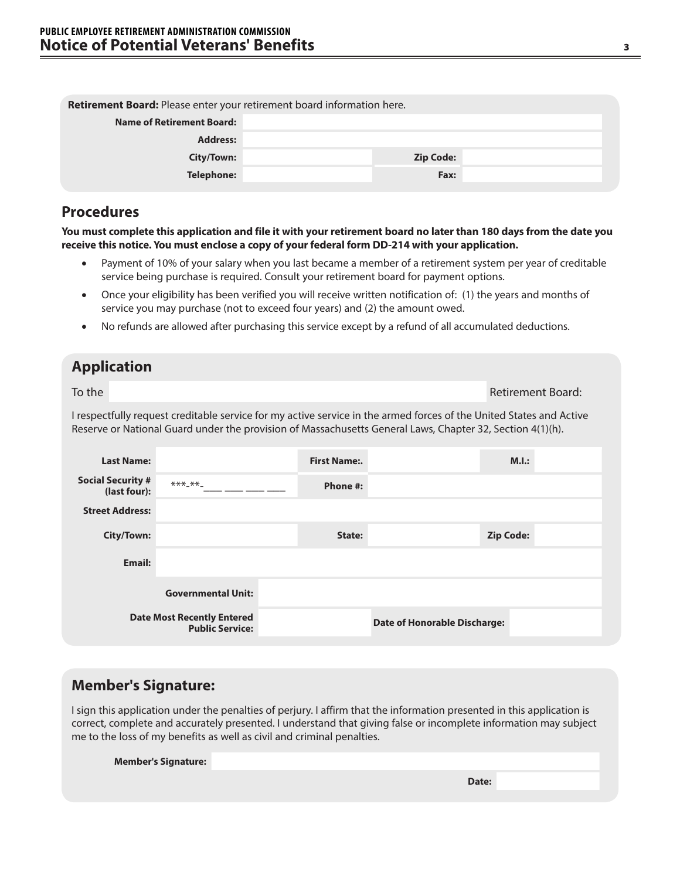**Retirement Board:** Please enter your retirement board information here.

| | | | |
|---|---|---|---|
| **Name of Retirement Board:** | | | |
| **Address:** | | | |
| **City/Town:** | | **Zip Code:** | |
| **Telephone:** | | **Fax:** | |

## Procedures

**You must complete this application and file it with your retirement board no later than 180 days from the date you receive this notice. You must enclose a copy of your federal form DD-214 with your application.**

- Payment of 10% of your salary when you last became a member of a retirement system per year of creditable service being purchase is required. Consult your retirement board for payment options.
- Once your eligibility has been verified you will receive written notification of: (1) the years and months of service you may purchase (not to exceed four years) and (2) the amount owed.
- No refunds are allowed after purchasing this service except by a refund of all accumulated deductions.

## Application

To the ____________________ Retirement Board:

I respectfully request creditable service for my active service in the armed forces of the United States and Active Reserve or National Guard under the provision of Massachusetts General Laws, Chapter 32, Section 4(1)(h).

| | | | | | |
|---|---|---|---|---|---|
| **Last Name:** | | **First Name:.** | | **M.I.:** | |
| **Social Security # (last four):** | ***-**-___ ___ ___ ___ | **Phone #:** | | | |
| **Street Address:** | | | | | |
| **City/Town:** | | **State:** | | **Zip Code:** | |
| **Email:** | | | | | |

| | | | |
|---|---|---|---|
| **Governmental Unit:** | | | |
| **Date Most Recently Entered Public Service:** | | **Date of Honorable Discharge:** | |

## Member's Signature:

I sign this application under the penalties of perjury. I affirm that the information presented in this application is correct, complete and accurately presented. I understand that giving false or incomplete information may subject me to the loss of my benefits as well as civil and criminal penalties.

**Member's Signature:** ____________________

**Date:** ____________